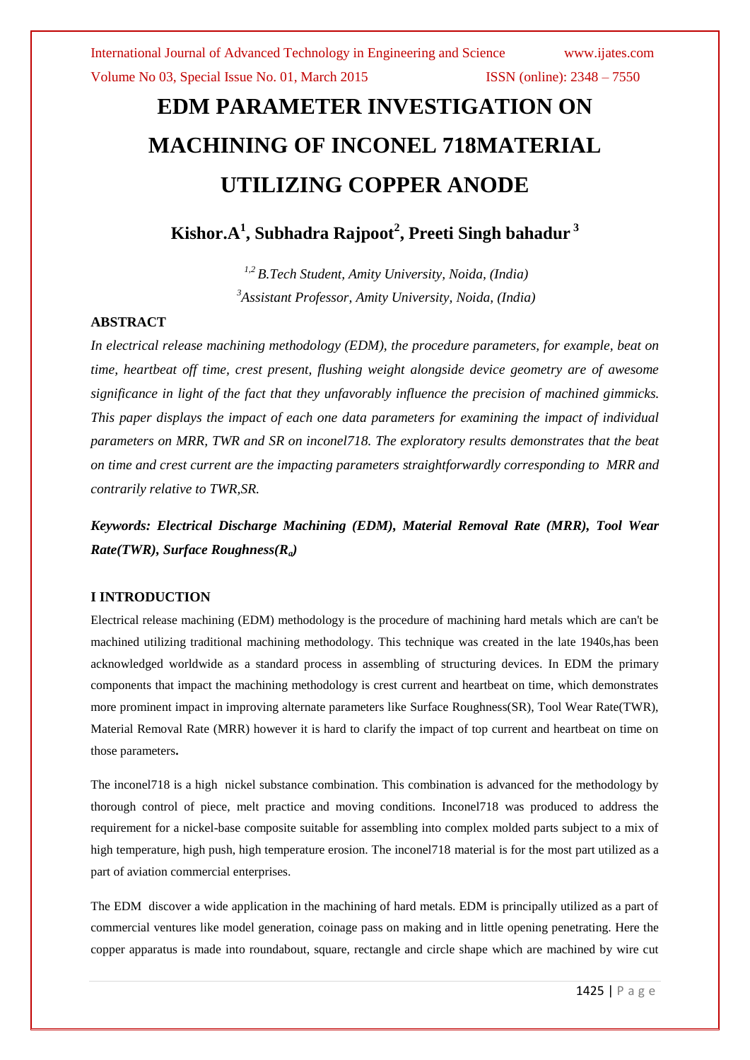#  EDM PARAMETER INVESTIGATION ON MACHINING OF INCONEL 718MATERIAL UTILIZING COPPER ANODE

**Kishor.A[1], Subhadra Rajpoot[2], Preeti Singh bahadur [3]**

*[1,2] B.Tech Student, Amity University, Noida, (India)*
*[3]Assistant Professor, Amity University, Noida, (India)*

### ABSTRACT

*In electrical release machining methodology (EDM), the procedure parameters, for example, beat on time, heartbeat off time, crest present, flushing weight alongside device geometry are of awesome significance in light of the fact that they unfavorably influence the precision of machined gimmicks. This paper displays the impact of each one data parameters for examining the impact of individual parameters on MRR, TWR and SR on inconel718. The exploratory results demonstrates that the beat on time and crest current are the impacting parameters straightforwardly corresponding to MRR and contrarily relative to TWR,SR.*

***Keywords: Electrical Discharge Machining (EDM), Material Removal Rate (MRR), Tool Wear Rate(TWR), Surface Roughness($R_a$)***

### I INTRODUCTION

Electrical release machining (EDM) methodology is the procedure of machining hard metals which are can't be machined utilizing traditional machining methodology. This technique was created in the late 1940s,has been acknowledged worldwide as a standard process in assembling of structuring devices. In EDM the primary components that impact the machining methodology is crest current and heartbeat on time, which demonstrates more prominent impact in improving alternate parameters like Surface Roughness(SR), Tool Wear Rate(TWR), Material Removal Rate (MRR) however it is hard to clarify the impact of top current and heartbeat on time on those parameters**.**

The inconel718 is a high nickel substance combination. This combination is advanced for the methodology by thorough control of piece, melt practice and moving conditions. Inconel718 was produced to address the requirement for a nickel-base composite suitable for assembling into complex molded parts subject to a mix of high temperature, high push, high temperature erosion. The inconel718 material is for the most part utilized as a part of aviation commercial enterprises.

The EDM discover a wide application in the machining of hard metals. EDM is principally utilized as a part of commercial ventures like model generation, coinage pass on making and in little opening penetrating. Here the copper apparatus is made into roundabout, square, rectangle and circle shape which are machined by wire cut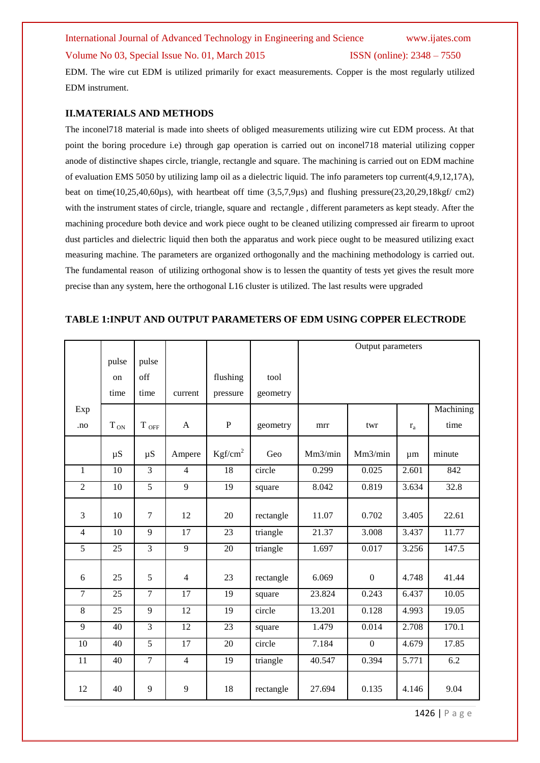EDM. The wire cut EDM is utilized primarily for exact measurements. Copper is the most regularly utilized EDM instrument.

## II.MATERIALS AND METHODS

The inconel718 material is made into sheets of obliged measurements utilizing wire cut EDM process. At that point the boring procedure i.e) through gap operation is carried out on inconel718 material utilizing copper anode of distinctive shapes circle, triangle, rectangle and square. The machining is carried out on EDM machine of evaluation EMS 5050 by utilizing lamp oil as a dielectric liquid. The info parameters top current(4,9,12,17A), beat on time(10,25,40,60μs), with heartbeat off time (3,5,7,9μs) and flushing pressure(23,20,29,18kgf/ cm2) with the instrument states of circle, triangle, square and rectangle , different parameters as kept steady. After the machining procedure both device and work piece ought to be cleaned utilizing compressed air firearm to uproot dust particles and dielectric liquid then both the apparatus and work piece ought to be measured utilizing exact measuring machine. The parameters are organized orthogonally and the machining methodology is carried out. The fundamental reason of utilizing orthogonal show is to lessen the quantity of tests yet gives the result more precise than any system, here the orthogonal L16 cluster is utilized. The last results were upgraded

**TABLE 1:INPUT AND OUTPUT PARAMETERS OF EDM USING COPPER ELECTRODE**

| | pulse on time | pulse off time | current | flushing pressure | tool geometry | Output parameters | | | |
|---|---|---|---|---|---|---|---|---|---|
| Exp .no | $T_{ON}$ | $T_{OFF}$ | A | P | geometry | mrr | twr | $r_a$ | Machining time |
| | μS | μS | Ampere | Kgf/cm$^2$ | Geo | Mm3/min | Mm3/min | μm | minute |
| 1 | 10 | 3 | 4 | 18 | circle | 0.299 | 0.025 | 2.601 | 842 |
| 2 | 10 | 5 | 9 | 19 | square | 8.042 | 0.819 | 3.634 | 32.8 |
| 3 | 10 | 7 | 12 | 20 | rectangle | 11.07 | 0.702 | 3.405 | 22.61 |
| 4 | 10 | 9 | 17 | 23 | triangle | 21.37 | 3.008 | 3.437 | 11.77 |
| 5 | 25 | 3 | 9 | 20 | triangle | 1.697 | 0.017 | 3.256 | 147.5 |
| 6 | 25 | 5 | 4 | 23 | rectangle | 6.069 | 0 | 4.748 | 41.44 |
| 7 | 25 | 7 | 17 | 19 | square | 23.824 | 0.243 | 6.437 | 10.05 |
| 8 | 25 | 9 | 12 | 19 | circle | 13.201 | 0.128 | 4.993 | 19.05 |
| 9 | 40 | 3 | 12 | 23 | square | 1.479 | 0.014 | 2.708 | 170.1 |
| 10 | 40 | 5 | 17 | 20 | circle | 7.184 | 0 | 4.679 | 17.85 |
| 11 | 40 | 7 | 4 | 19 | triangle | 40.547 | 0.394 | 5.771 | 6.2 |
| 12 | 40 | 9 | 9 | 18 | rectangle | 27.694 | 0.135 | 4.146 | 9.04 |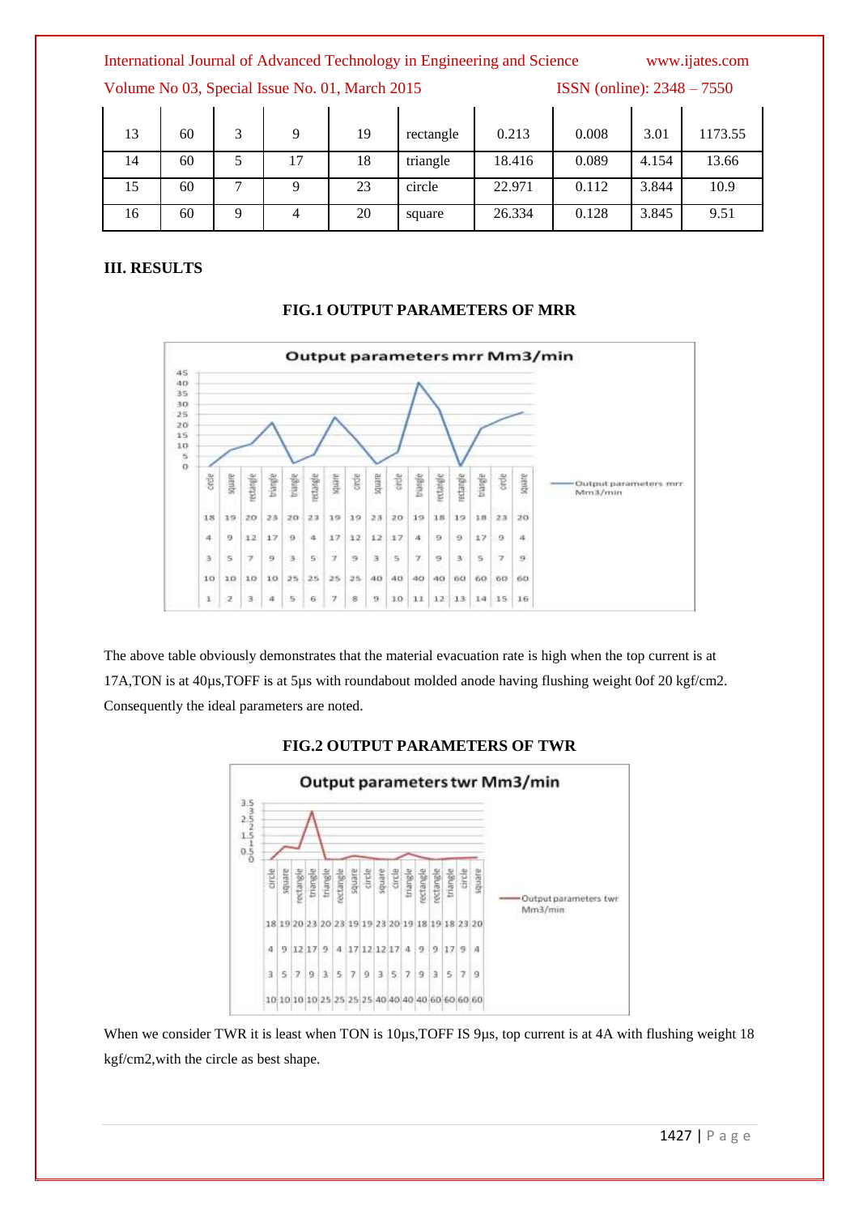| 13 | 60 | 3 | 9 | 19 | rectangle | 0.213 | 0.008 | 3.01 | 1173.55 |
|---|---|---|---|---|---|---|---|---|---|
| 14 | 60 | 5 | 17 | 18 | triangle | 18.416 | 0.089 | 4.154 | 13.66 |
| 15 | 60 | 7 | 9 | 23 | circle | 22.971 | 0.112 | 3.844 | 10.9 |
| 16 | 60 | 9 | 4 | 20 | square | 26.334 | 0.128 | 3.845 | 9.51 |

## III. RESULTS

**FIG.1 OUTPUT PARAMETERS OF MRR**

The above table obviously demonstrates that the material evacuation rate is high when the top current is at 17A,TON is at 40µs,TOFF is at 5µs with roundabout molded anode having flushing weight 0of 20 kgf/cm2. Consequently the ideal parameters are noted.

**FIG.2 OUTPUT PARAMETERS OF TWR**

When we consider TWR it is least when TON is 10µs,TOFF IS 9µs, top current is at 4A with flushing weight 18 kgf/cm2,with the circle as best shape.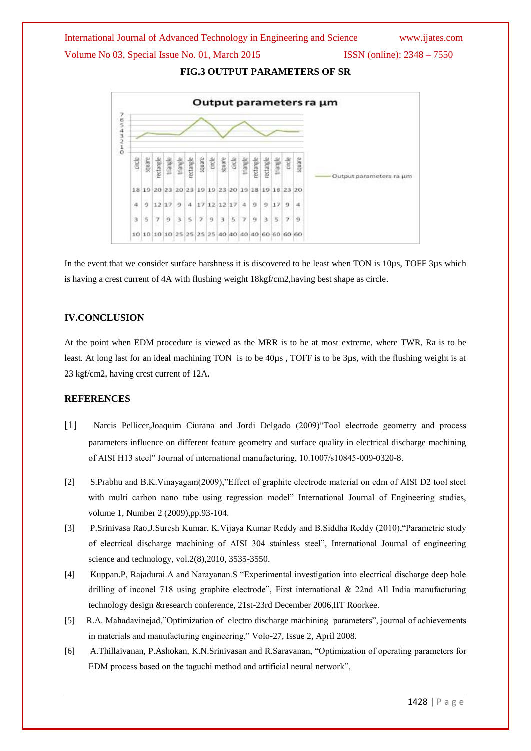**FIG.3 OUTPUT PARAMETERS OF SR**

Output parameters ra µm

7
6
5
4
3
2
1
0

circle square rectangle triangle triangle rectangle square circle square circle triangle rectangle rectangle triangle circle square

18 19 20 23 20 23 19 19 23 20 19 18 19 18 23 20

4 9 12 17 9 4 17 12 12 17 4 9 9 17 9 4

3 5 7 9 3 5 7 9 3 5 7 9 3 5 7 9

10 10 10 10 25 25 25 25 40 40 40 40 60 60 60 60

Output parameters ra µm

In the event that we consider surface harshness it is discovered to be least when TON is 10µs, TOFF 3µs which is having a crest current of 4A with flushing weight 18kgf/cm2,having best shape as circle.

## IV.CONCLUSION

At the point when EDM procedure is viewed as the MRR is to be at most extreme, where TWR, Ra is to be least. At long last for an ideal machining TON is to be 40µs , TOFF is to be 3µs, with the flushing weight is at 23 kgf/cm2, having crest current of 12A.

## REFERENCES

[1] Narcis Pellicer,Joaquim Ciurana and Jordi Delgado (2009)"Tool electrode geometry and process parameters influence on different feature geometry and surface quality in electrical discharge machining of AISI H13 steel" Journal of international manufacturing, 10.1007/s10845-009-0320-8.

[2] S.Prabhu and B.K.Vinayagam(2009),"Effect of graphite electrode material on edm of AISI D2 tool steel with multi carbon nano tube using regression model" International Journal of Engineering studies, volume 1, Number 2 (2009),pp.93-104.

[3] P.Srinivasa Rao,J.Suresh Kumar, K.Vijaya Kumar Reddy and B.Siddha Reddy (2010),"Parametric study of electrical discharge machining of AISI 304 stainless steel", International Journal of engineering science and technology, vol.2(8),2010, 3535-3550.

[4] Kuppan.P, Rajadurai.A and Narayanan.S "Experimental investigation into electrical discharge deep hole drilling of inconel 718 using graphite electrode", First international & 22nd All India manufacturing technology design &research conference, 21st-23rd December 2006,IIT Roorkee.

[5] R.A. Mahadavinejad,"Optimization of electro discharge machining parameters", journal of achievements in materials and manufacturing engineering," Volo-27, Issue 2, April 2008.

[6] A.Thillaivanan, P.Ashokan, K.N.Srinivasan and R.Saravanan, "Optimization of operating parameters for EDM process based on the taguchi method and artificial neural network",